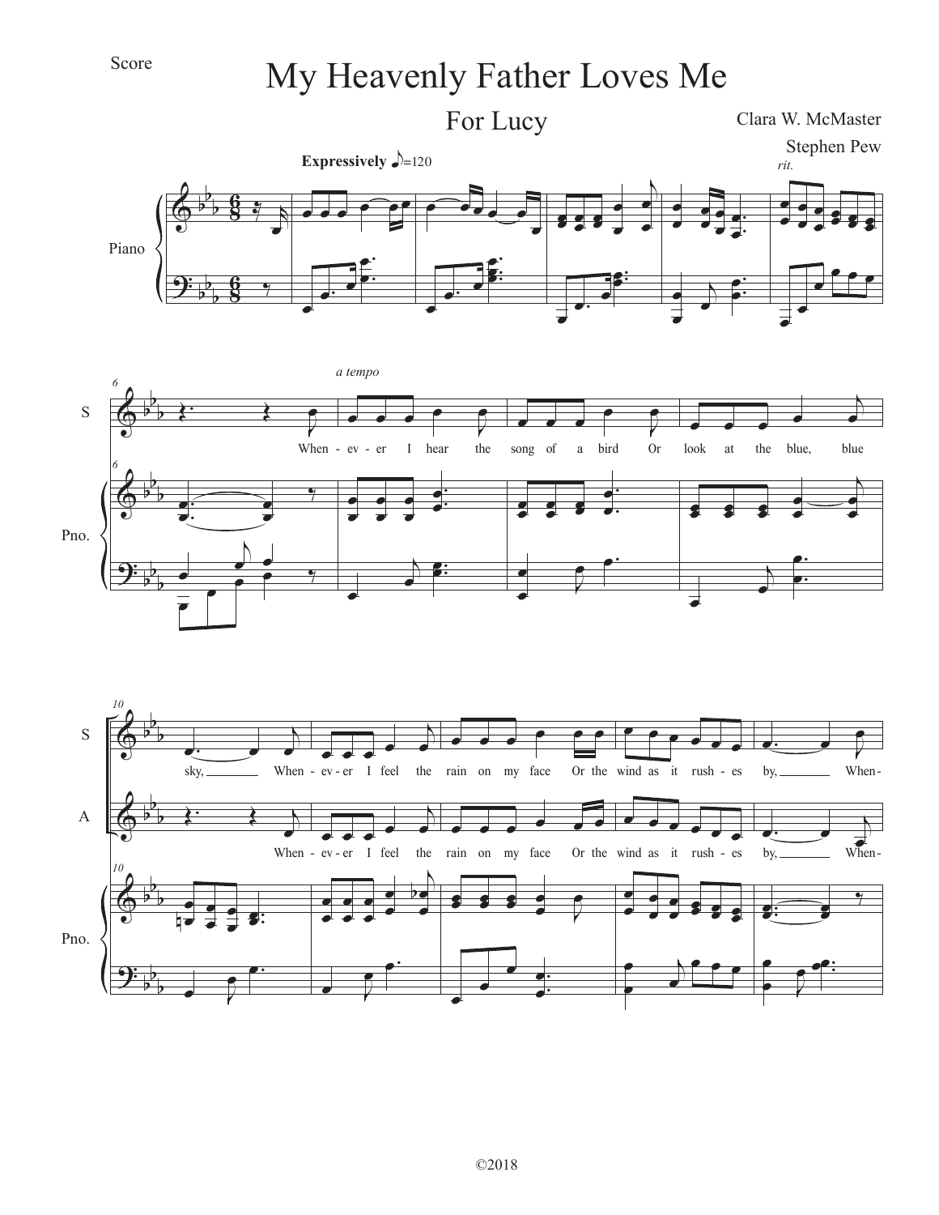Score

# My Heavenly Father Loves Me

## For Lucy

Clara W. McMaster

Stephen Pew

©2018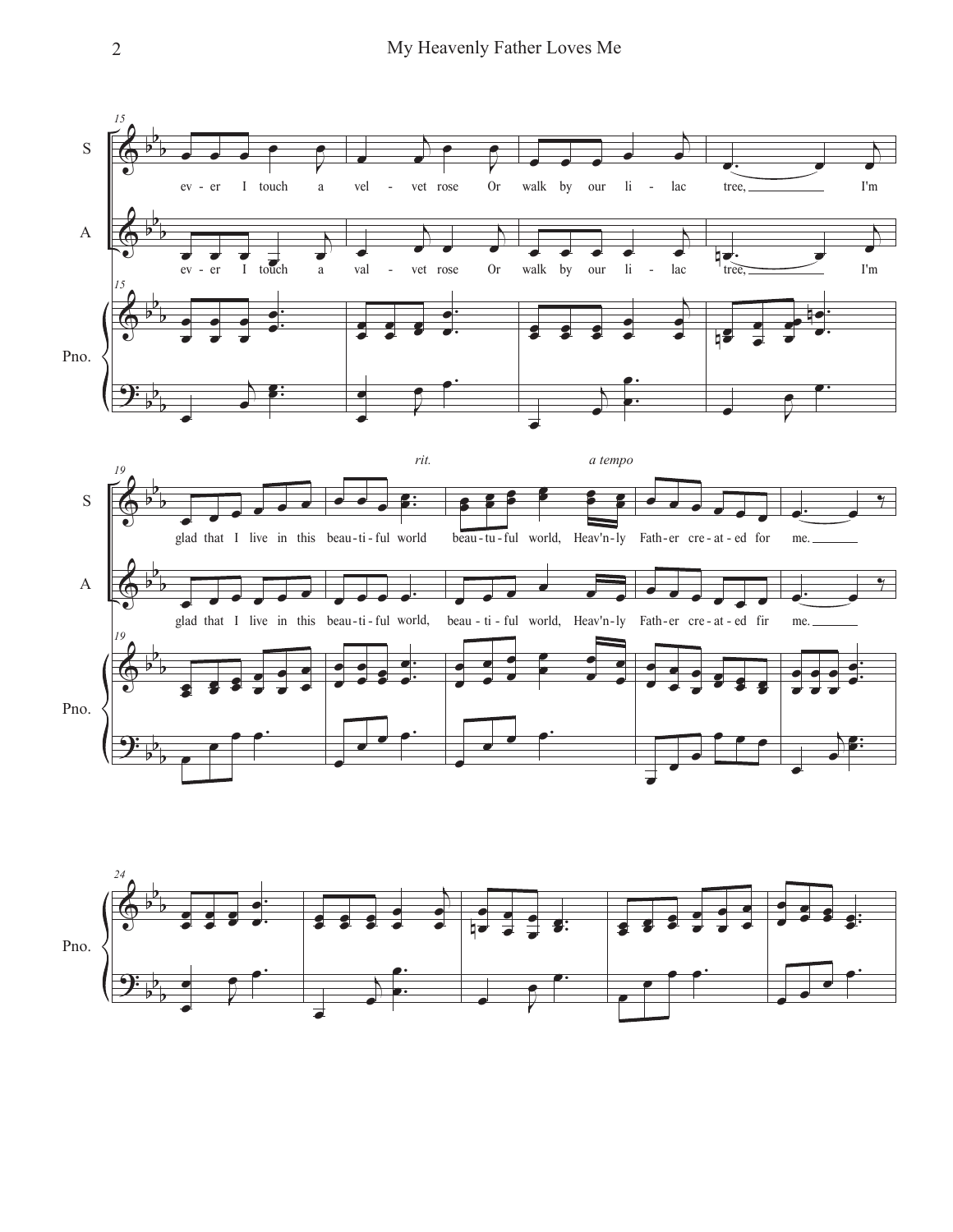**S:** ev - er I touch a vel - vet rose Or walk by our li - lac tree, I'm

**A:** ev - er I touch a val - vet rose Or walk by our li - lac tree, I'm

*rit.* *a tempo*

**S:** glad that I live in this beau - ti - ful world beau - tu - ful world, Heav'n - ly Fath - er cre - at - ed for me.

**A:** glad that I live in this beau - ti - ful world, beau - ti - ful world, Heav'n - ly Fath - er cre - at - ed fir me.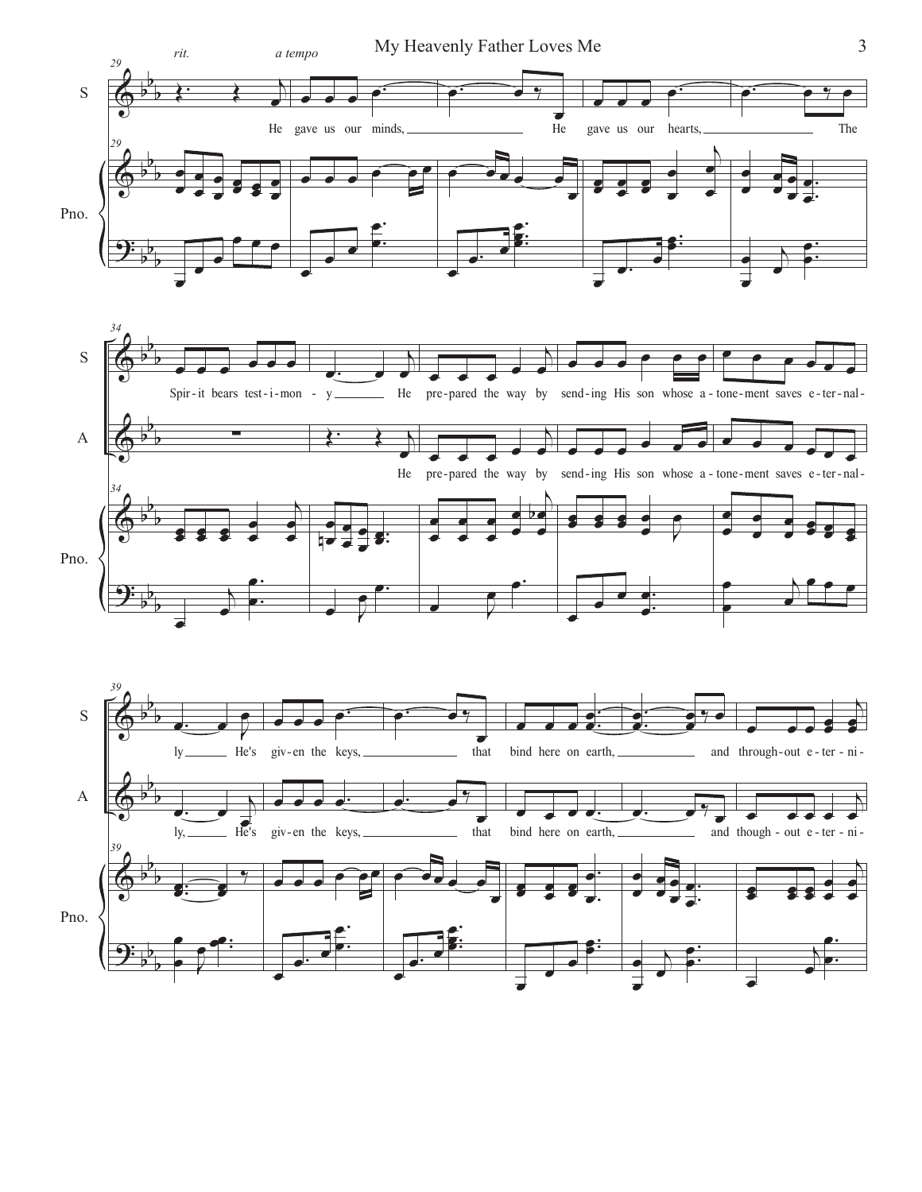*rit.* *a tempo*

S: He gave us our minds, He gave us our hearts, The Spir-it bears test-i-mon-y He pre-pared the way by send-ing His son whose a-tone-ment saves e-ter-nal-ly He's giv-en the keys, that bind here on earth, and through-out e-ter-ni-

A: He pre-pared the way by send-ing His son whose a-tone-ment saves e-ter-nal-ly, He's giv-en the keys, that bind here on earth, and though-out e-ter-ni-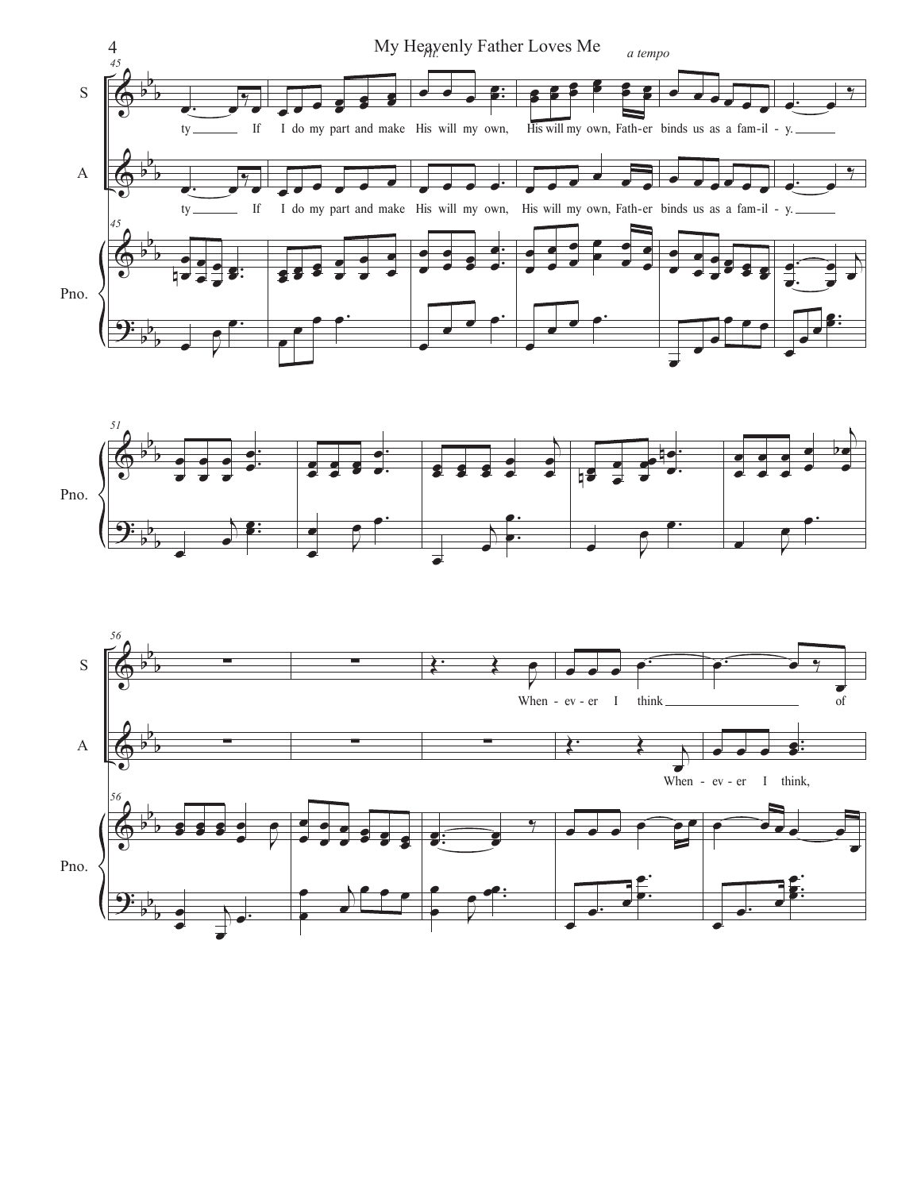*rit.* *a tempo*

S / A:

ty ___ If I do my part and make His will my own, His will my own, Fath-er binds us as a fam-il - y. ___

Pno.

S:

When - ev - er I think ___ of

A:

When - ev - er I think,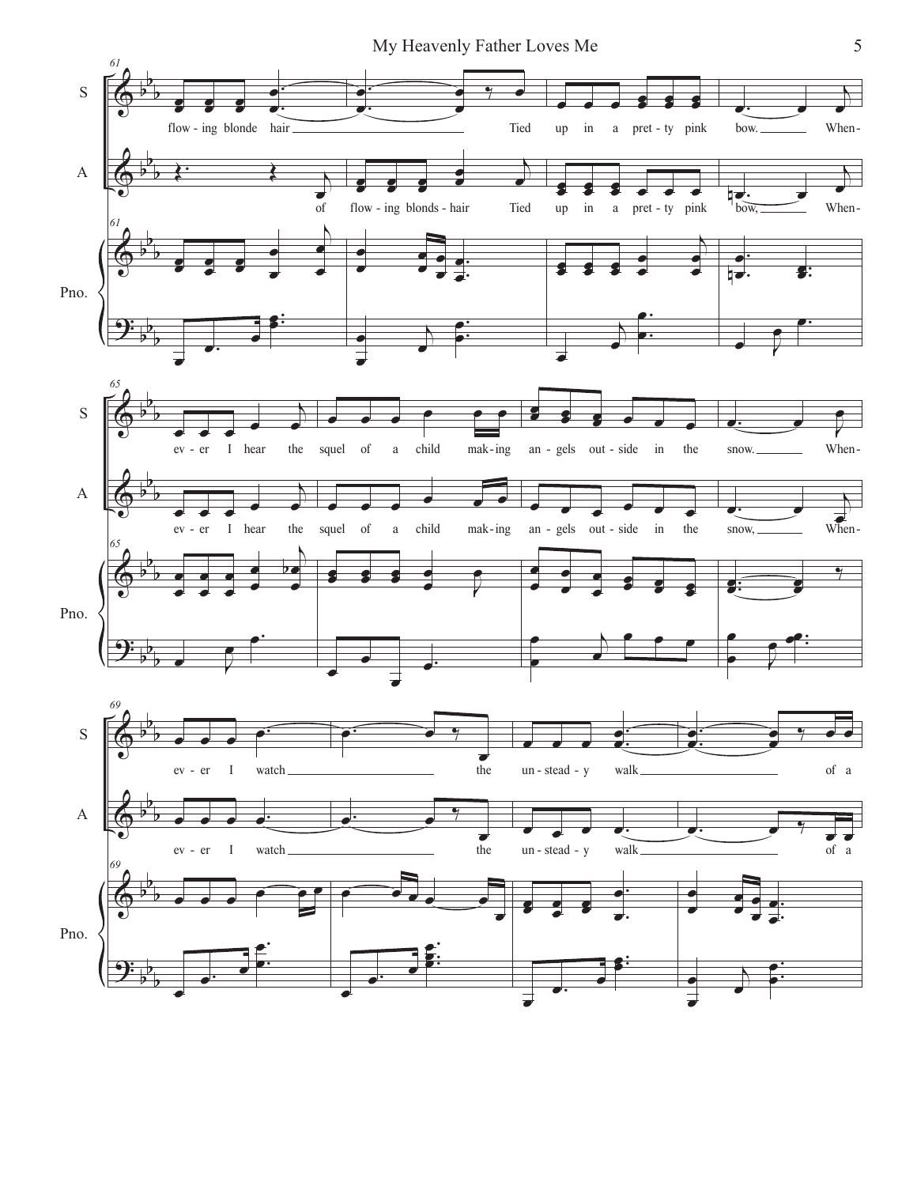61

S: flow - ing blonde hair ______ Tied up in a pret - ty pink bow. ______ When -

A: of flow - ing blonds - hair Tied up in a pret - ty pink bow, ______ When -

Pno.

65

S: ev - er I hear the squel of a child mak - ing an - gels out - side in the snow. ______ When -

A: ev - er I hear the squel of a child mak - ing an - gels out - side in the snow, ______ When -

Pno.

69

S: ev - er I watch ______ the un - stead - y walk ______ of a

A: ev - er I watch ______ the un - stead - y walk ______ of a

Pno.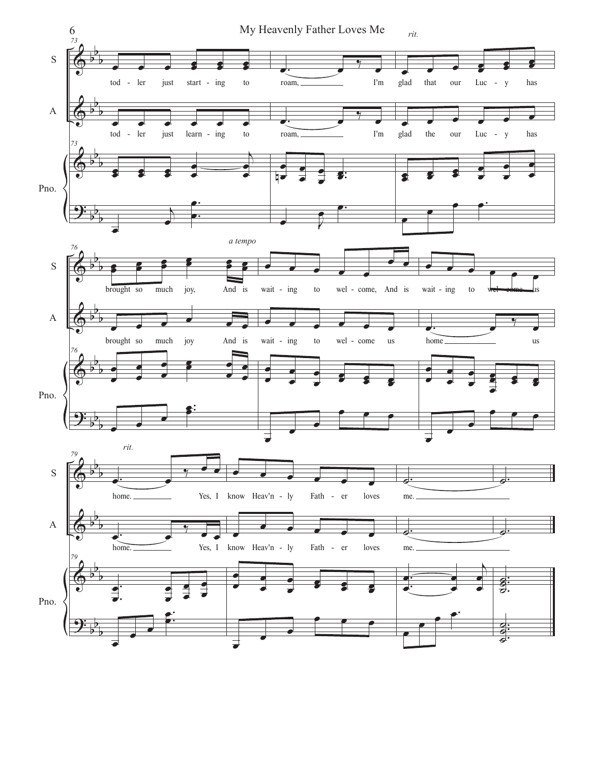rit.

S: tod - ler just start - ing to roam, I'm glad that our Luc - y has

A: tod - ler just learn - ing to roam, I'm glad the our Luc - y has

a tempo

S: brought so much joy, And is wait - ing to wel - come, And is wait - ing to wel - come us

A: brought so much joy And is wait - ing to wel - come us home us

rit.

S: home. Yes, I know Heav'n - ly Fath - er loves me.

A: home. Yes, I know Heav'n - ly Fath - er loves me.